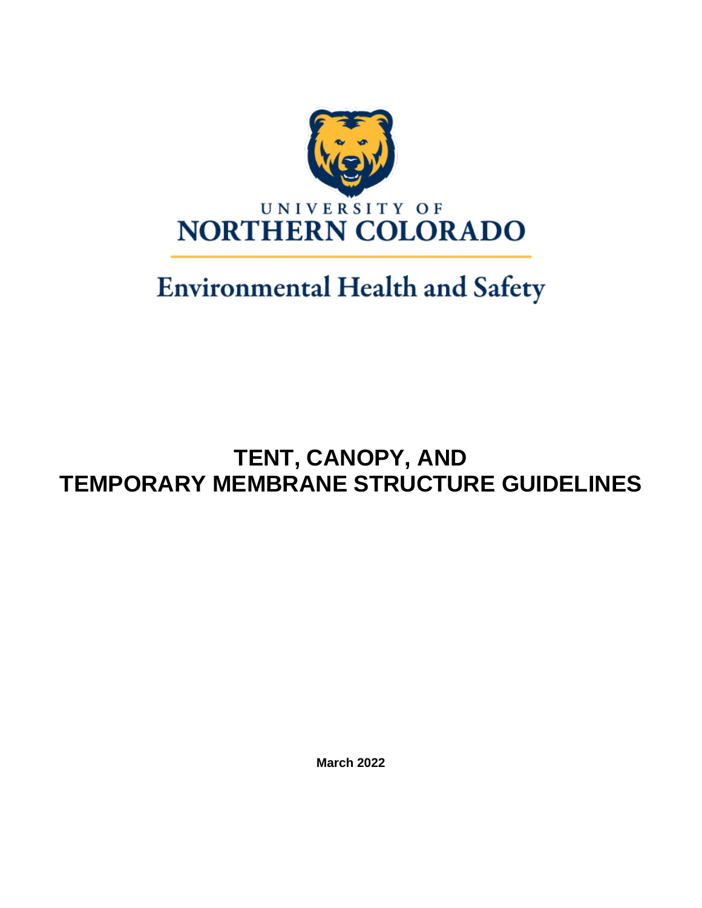UNIVERSITY OF
NORTHERN COLORADO

Environmental Health and Safety

# TENT, CANOPY, AND TEMPORARY MEMBRANE STRUCTURE GUIDELINES

**March 2022**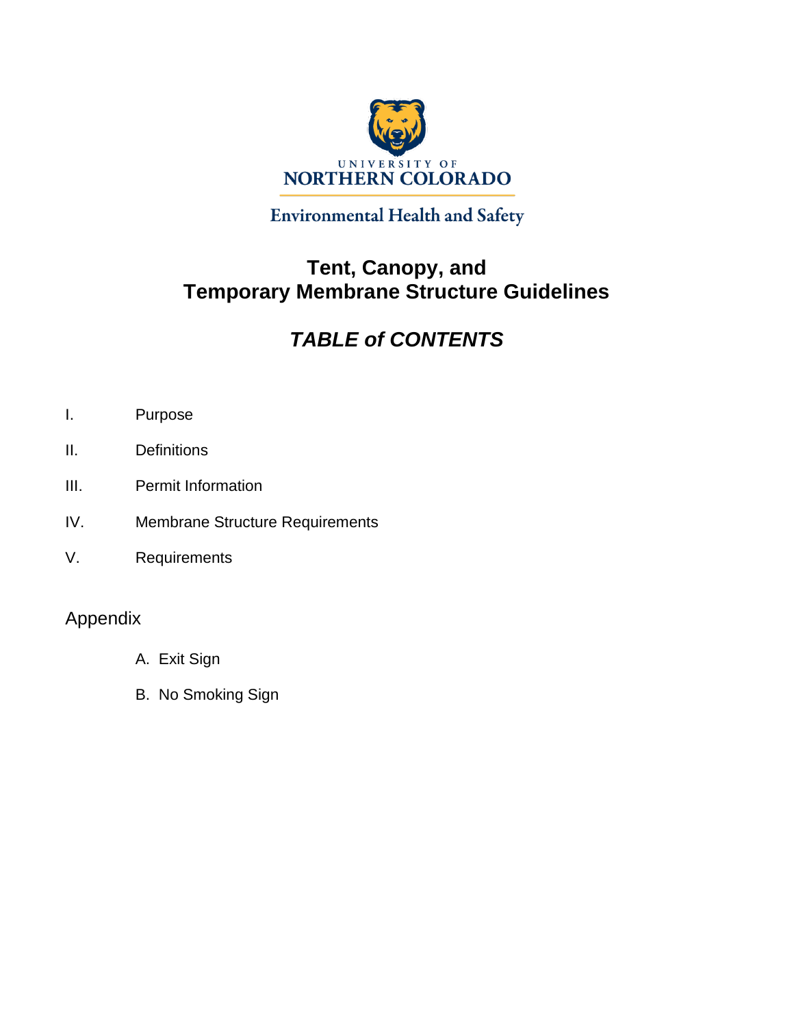UNIVERSITY OF
NORTHERN COLORADO

Environmental Health and Safety

# Tent, Canopy, and Temporary Membrane Structure Guidelines

## *TABLE of CONTENTS*

I. Purpose

II. Definitions

III. Permit Information

IV. Membrane Structure Requirements

V. Requirements

Appendix

A. Exit Sign

B. No Smoking Sign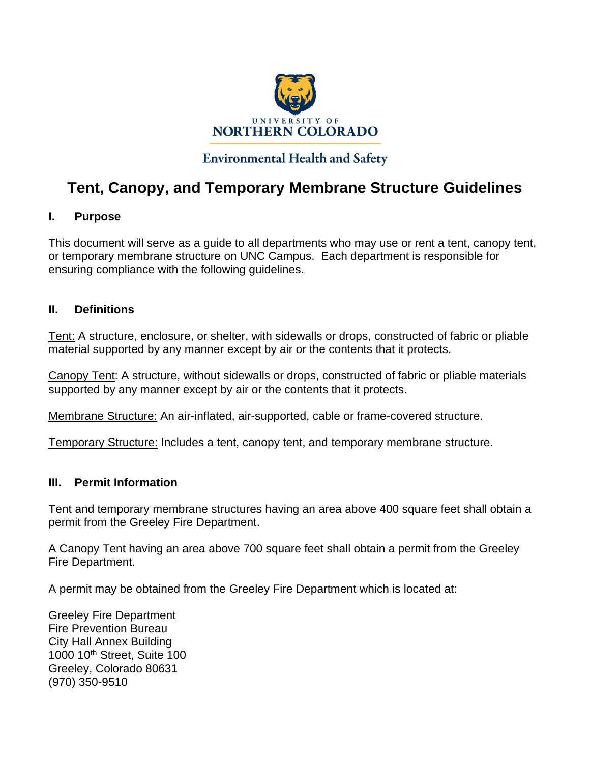UNIVERSITY OF
NORTHERN COLORADO

Environmental Health and Safety

# Tent, Canopy, and Temporary Membrane Structure Guidelines

## I. Purpose

This document will serve as a guide to all departments who may use or rent a tent, canopy tent, or temporary membrane structure on UNC Campus. Each department is responsible for ensuring compliance with the following guidelines.

## II. Definitions

Tent: A structure, enclosure, or shelter, with sidewalls or drops, constructed of fabric or pliable material supported by any manner except by air or the contents that it protects.

Canopy Tent: A structure, without sidewalls or drops, constructed of fabric or pliable materials supported by any manner except by air or the contents that it protects.

Membrane Structure: An air-inflated, air-supported, cable or frame-covered structure.

Temporary Structure: Includes a tent, canopy tent, and temporary membrane structure.

## III. Permit Information

Tent and temporary membrane structures having an area above 400 square feet shall obtain a permit from the Greeley Fire Department.

A Canopy Tent having an area above 700 square feet shall obtain a permit from the Greeley Fire Department.

A permit may be obtained from the Greeley Fire Department which is located at:

Greeley Fire Department
Fire Prevention Bureau
City Hall Annex Building
1000 10th Street, Suite 100
Greeley, Colorado 80631
(970) 350-9510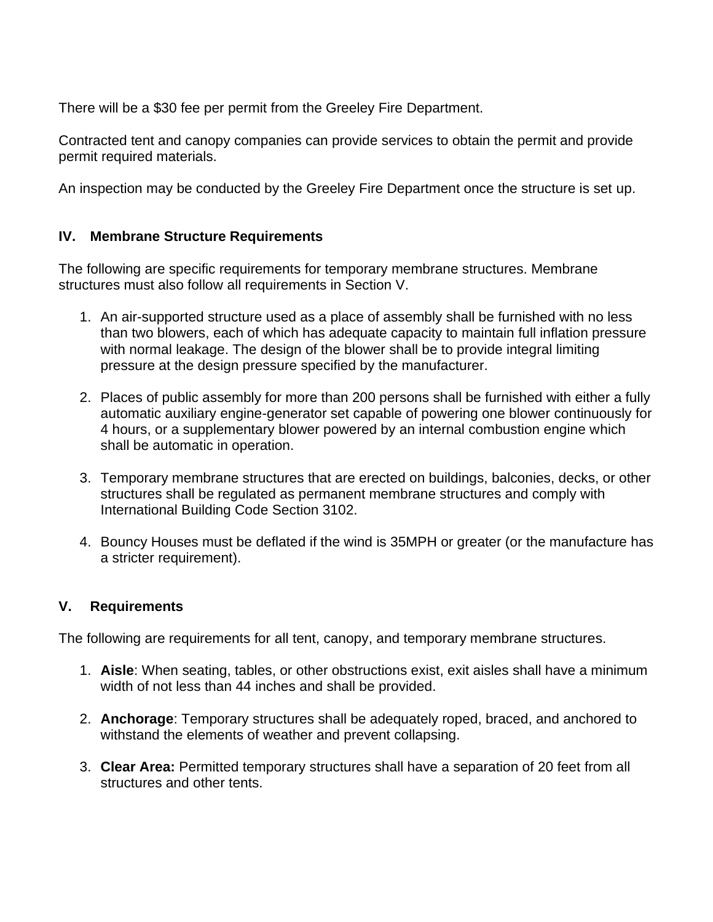There will be a $30 fee per permit from the Greeley Fire Department.

Contracted tent and canopy companies can provide services to obtain the permit and provide permit required materials.

An inspection may be conducted by the Greeley Fire Department once the structure is set up.

## IV. Membrane Structure Requirements

The following are specific requirements for temporary membrane structures. Membrane structures must also follow all requirements in Section V.

1. An air-supported structure used as a place of assembly shall be furnished with no less than two blowers, each of which has adequate capacity to maintain full inflation pressure with normal leakage. The design of the blower shall be to provide integral limiting pressure at the design pressure specified by the manufacturer.

2. Places of public assembly for more than 200 persons shall be furnished with either a fully automatic auxiliary engine-generator set capable of powering one blower continuously for 4 hours, or a supplementary blower powered by an internal combustion engine which shall be automatic in operation.

3. Temporary membrane structures that are erected on buildings, balconies, decks, or other structures shall be regulated as permanent membrane structures and comply with International Building Code Section 3102.

4. Bouncy Houses must be deflated if the wind is 35MPH or greater (or the manufacture has a stricter requirement).

## V. Requirements

The following are requirements for all tent, canopy, and temporary membrane structures.

1. **Aisle**: When seating, tables, or other obstructions exist, exit aisles shall have a minimum width of not less than 44 inches and shall be provided.

2. **Anchorage**: Temporary structures shall be adequately roped, braced, and anchored to withstand the elements of weather and prevent collapsing.

3. **Clear Area:** Permitted temporary structures shall have a separation of 20 feet from all structures and other tents.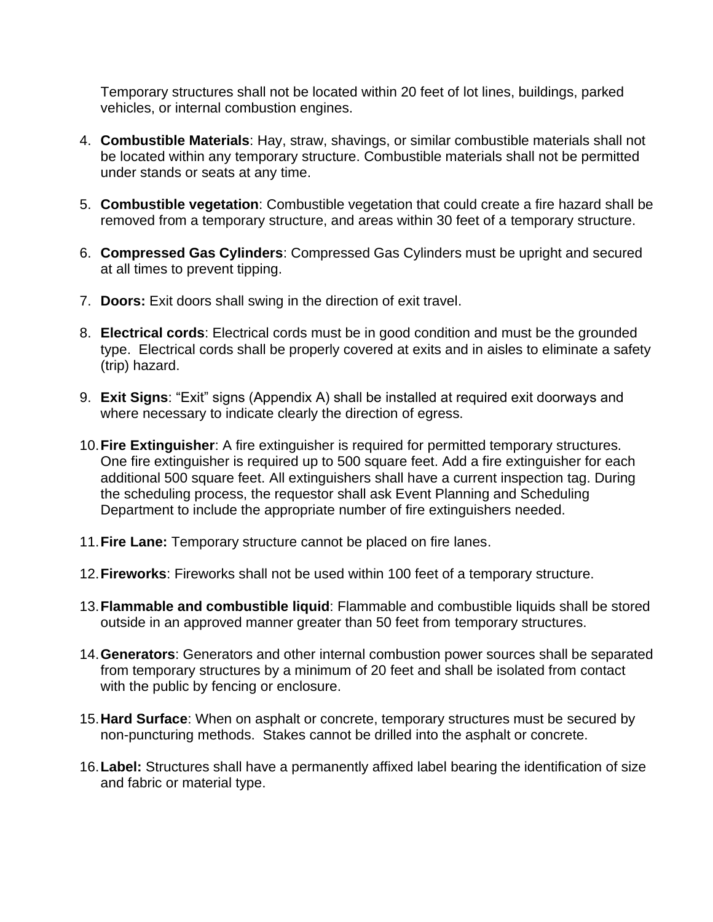Temporary structures shall not be located within 20 feet of lot lines, buildings, parked vehicles, or internal combustion engines.

4. **Combustible Materials**: Hay, straw, shavings, or similar combustible materials shall not be located within any temporary structure. Combustible materials shall not be permitted under stands or seats at any time.

5. **Combustible vegetation**: Combustible vegetation that could create a fire hazard shall be removed from a temporary structure, and areas within 30 feet of a temporary structure.

6. **Compressed Gas Cylinders**: Compressed Gas Cylinders must be upright and secured at all times to prevent tipping.

7. **Doors:** Exit doors shall swing in the direction of exit travel.

8. **Electrical cords**: Electrical cords must be in good condition and must be the grounded type. Electrical cords shall be properly covered at exits and in aisles to eliminate a safety (trip) hazard.

9. **Exit Signs**: "Exit" signs (Appendix A) shall be installed at required exit doorways and where necessary to indicate clearly the direction of egress.

10. **Fire Extinguisher**: A fire extinguisher is required for permitted temporary structures. One fire extinguisher is required up to 500 square feet. Add a fire extinguisher for each additional 500 square feet. All extinguishers shall have a current inspection tag. During the scheduling process, the requestor shall ask Event Planning and Scheduling Department to include the appropriate number of fire extinguishers needed.

11. **Fire Lane:** Temporary structure cannot be placed on fire lanes.

12. **Fireworks**: Fireworks shall not be used within 100 feet of a temporary structure.

13. **Flammable and combustible liquid**: Flammable and combustible liquids shall be stored outside in an approved manner greater than 50 feet from temporary structures.

14. **Generators**: Generators and other internal combustion power sources shall be separated from temporary structures by a minimum of 20 feet and shall be isolated from contact with the public by fencing or enclosure.

15. **Hard Surface**: When on asphalt or concrete, temporary structures must be secured by non-puncturing methods. Stakes cannot be drilled into the asphalt or concrete.

16. **Label:** Structures shall have a permanently affixed label bearing the identification of size and fabric or material type.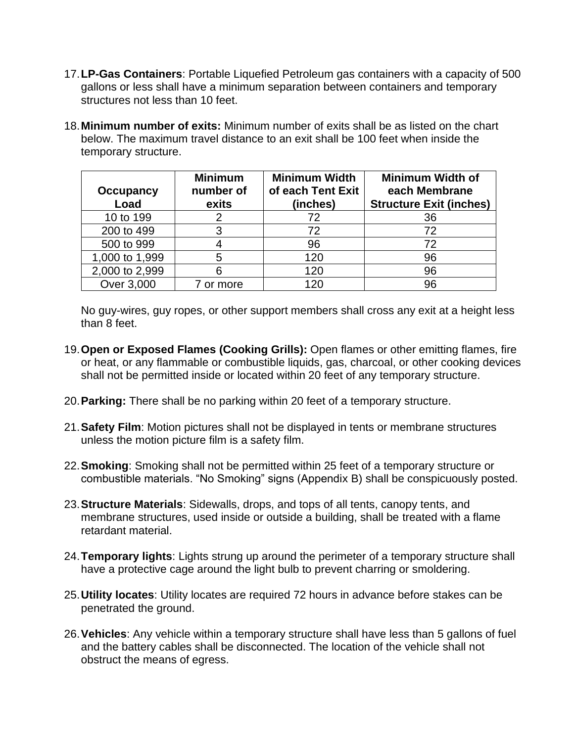17. **LP-Gas Containers**: Portable Liquefied Petroleum gas containers with a capacity of 500 gallons or less shall have a minimum separation between containers and temporary structures not less than 10 feet.

18. **Minimum number of exits:** Minimum number of exits shall be as listed on the chart below. The maximum travel distance to an exit shall be 100 feet when inside the temporary structure.

| Occupancy Load | Minimum number of exits | Minimum Width of each Tent Exit (inches) | Minimum Width of each Membrane Structure Exit (inches) |
|---|---|---|---|
| 10 to 199 | 2 | 72 | 36 |
| 200 to 499 | 3 | 72 | 72 |
| 500 to 999 | 4 | 96 | 72 |
| 1,000 to 1,999 | 5 | 120 | 96 |
| 2,000 to 2,999 | 6 | 120 | 96 |
| Over 3,000 | 7 or more | 120 | 96 |

No guy-wires, guy ropes, or other support members shall cross any exit at a height less than 8 feet.

19. **Open or Exposed Flames (Cooking Grills):** Open flames or other emitting flames, fire or heat, or any flammable or combustible liquids, gas, charcoal, or other cooking devices shall not be permitted inside or located within 20 feet of any temporary structure.

20. **Parking:** There shall be no parking within 20 feet of a temporary structure.

21. **Safety Film**: Motion pictures shall not be displayed in tents or membrane structures unless the motion picture film is a safety film.

22. **Smoking**: Smoking shall not be permitted within 25 feet of a temporary structure or combustible materials. "No Smoking" signs (Appendix B) shall be conspicuously posted.

23. **Structure Materials**: Sidewalls, drops, and tops of all tents, canopy tents, and membrane structures, used inside or outside a building, shall be treated with a flame retardant material.

24. **Temporary lights**: Lights strung up around the perimeter of a temporary structure shall have a protective cage around the light bulb to prevent charring or smoldering.

25. **Utility locates**: Utility locates are required 72 hours in advance before stakes can be penetrated the ground.

26. **Vehicles**: Any vehicle within a temporary structure shall have less than 5 gallons of fuel and the battery cables shall be disconnected. The location of the vehicle shall not obstruct the means of egress.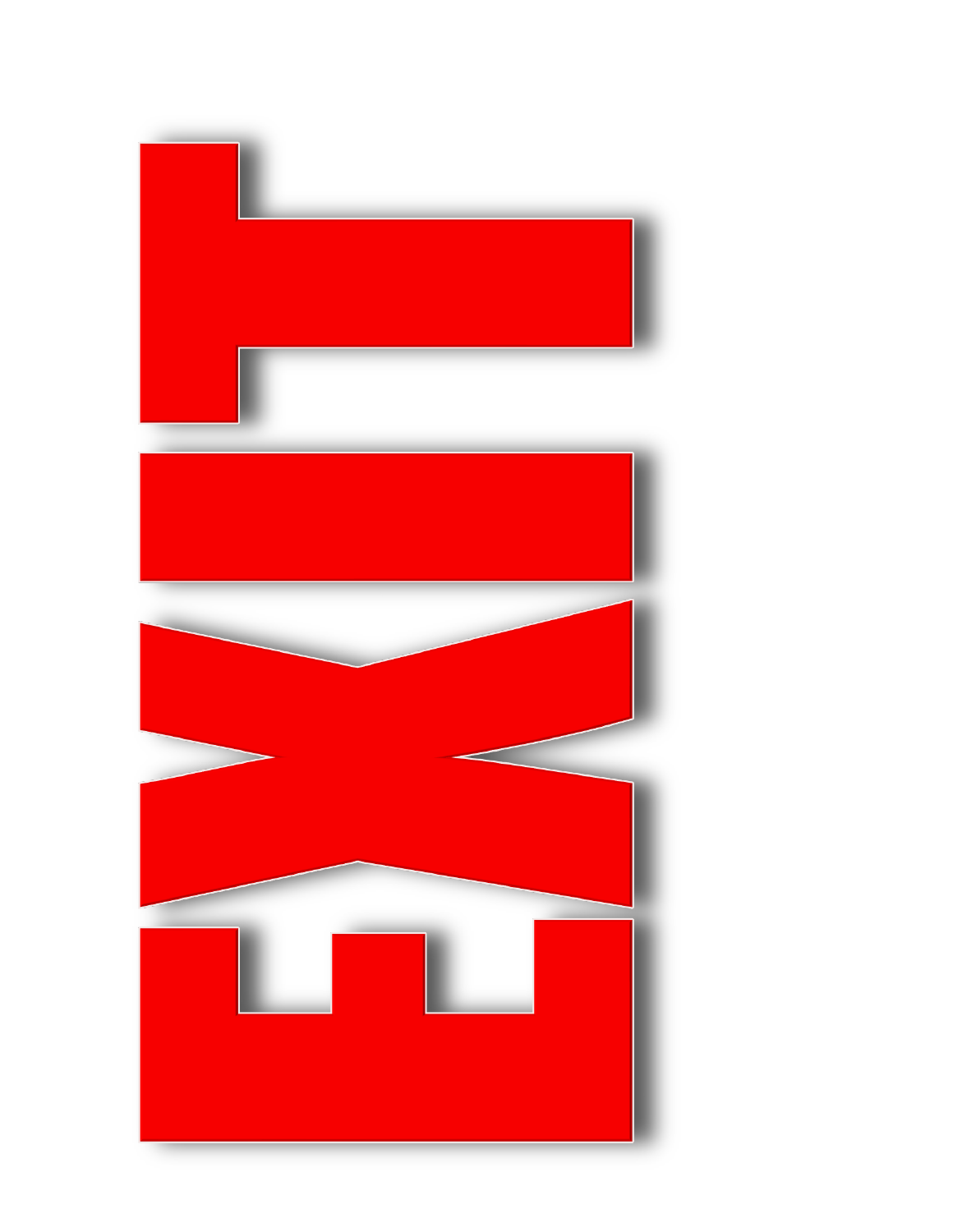EXIT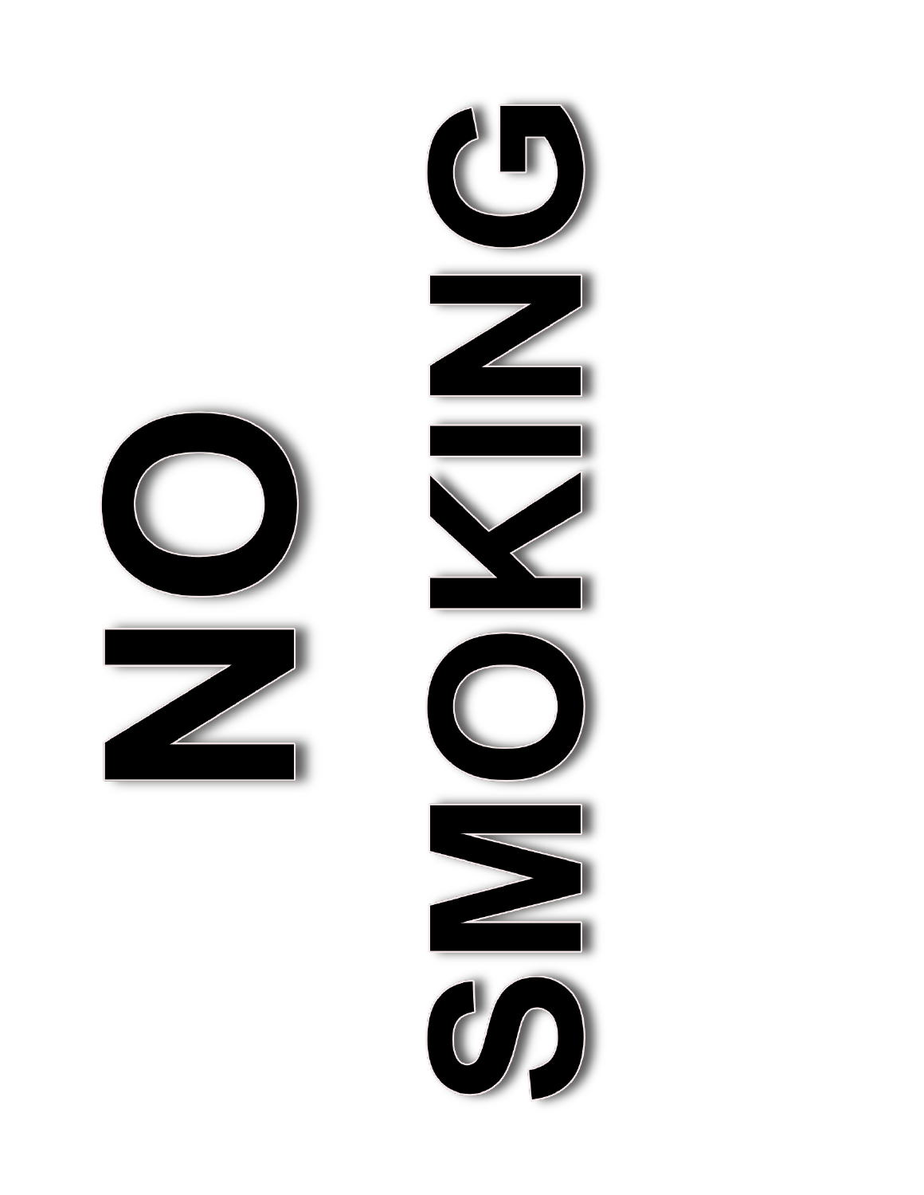# NO SMOKING